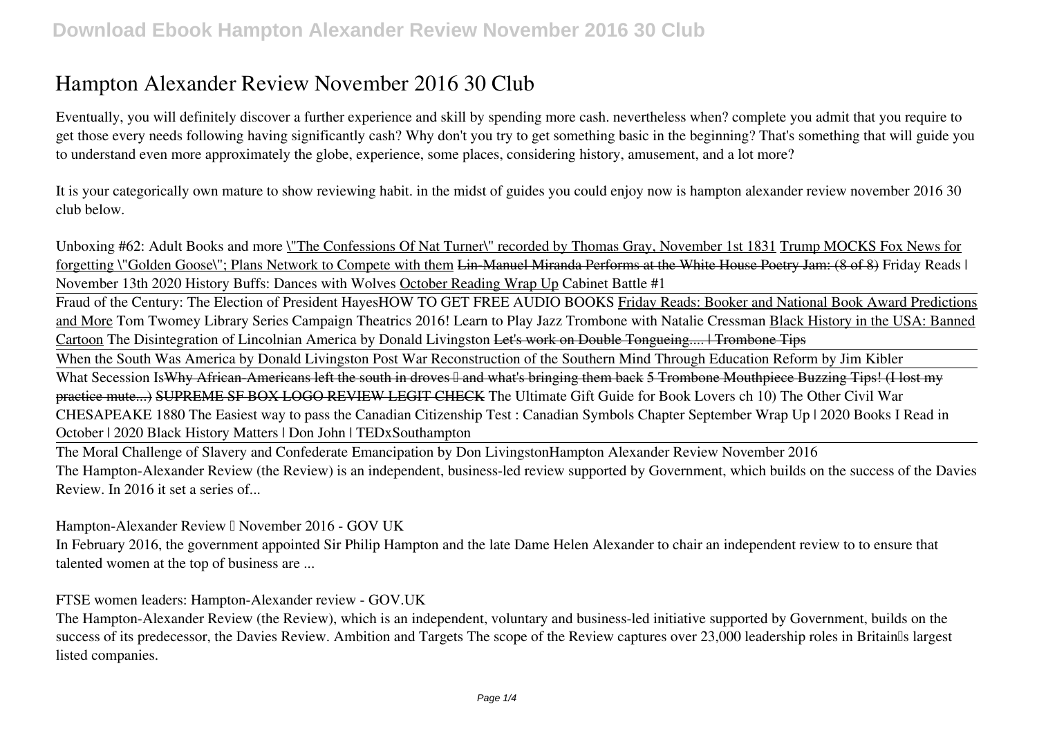# Hampton Alexander Review November 2016 30 Club

Eventually, you will definitely discover a further experience and skill by spending more cash. nevertheless when? complete you admit that you require to get those every needs following having significantly cash? Why don't you try to get something basic in the beginning? That's something that will guide you to understand even more approximately the globe, experience, some places, considering history, amusement, and a lot more?

It is your categorically own mature to show reviewing habit. in the midst of guides you could enjoy now is hampton alexander review november 2016 30 club below.

Unboxing #62: Adult Books and more "The Confessions Of Nat Turner" recorded by Thomas Gray, November 1st 1831 Trump MOCKS Fox News for forgetting "Golden Goose"; Plans Network to Compete with them ~~Lin-Manuel Miranda Performs at the White House Poetry Jam: (8 of 8)~~ Friday Reads | November 13th 2020 History Buffs: Dances with Wolves October Reading Wrap Up Cabinet Battle #1

Fraud of the Century: The Election of President Hayes HOW TO GET FREE AUDIO BOOKS Friday Reads: Booker and National Book Award Predictions and More Tom Twomey Library Series Campaign Theatrics 2016! Learn to Play Jazz Trombone with Natalie Cressman Black History in the USA: Banned Cartoon The Disintegration of Lincolnian America by Donald Livingston ~~Let's work on Double Tongueing.... | Trombone Tips~~

When the South Was America by Donald Livingston Post War Reconstruction of the Southern Mind Through Education Reform by Jim Kibler

What Secession Is ~~Why African-Americans left the south in droves – and what's bringing them back~~ ~~5 Trombone Mouthpiece Buzzing Tips! (I lost my practice mute...)~~ ~~SUPREME SF BOX LOGO REVIEW LEGIT CHECK~~ The Ultimate Gift Guide for Book Lovers ch 10) The Other Civil War CHESAPEAKE 1880 The Easiest way to pass the Canadian Citizenship Test : Canadian Symbols Chapter September Wrap Up | 2020 Books I Read in October | 2020 Black History Matters | Don John | TEDxSouthampton

The Moral Challenge of Slavery and Confederate Emancipation by Don Livingston Hampton Alexander Review November 2016

The Hampton-Alexander Review (the Review) is an independent, business-led review supported by Government, which builds on the success of the Davies Review. In 2016 it set a series of...

Hampton-Alexander Review – November 2016 - GOV UK

In February 2016, the government appointed Sir Philip Hampton and the late Dame Helen Alexander to chair an independent review to to ensure that talented women at the top of business are ...

FTSE women leaders: Hampton-Alexander review - GOV.UK

The Hampton-Alexander Review (the Review), which is an independent, voluntary and business-led initiative supported by Government, builds on the success of its predecessor, the Davies Review. Ambition and Targets The scope of the Review captures over 23,000 leadership roles in Britain's largest listed companies.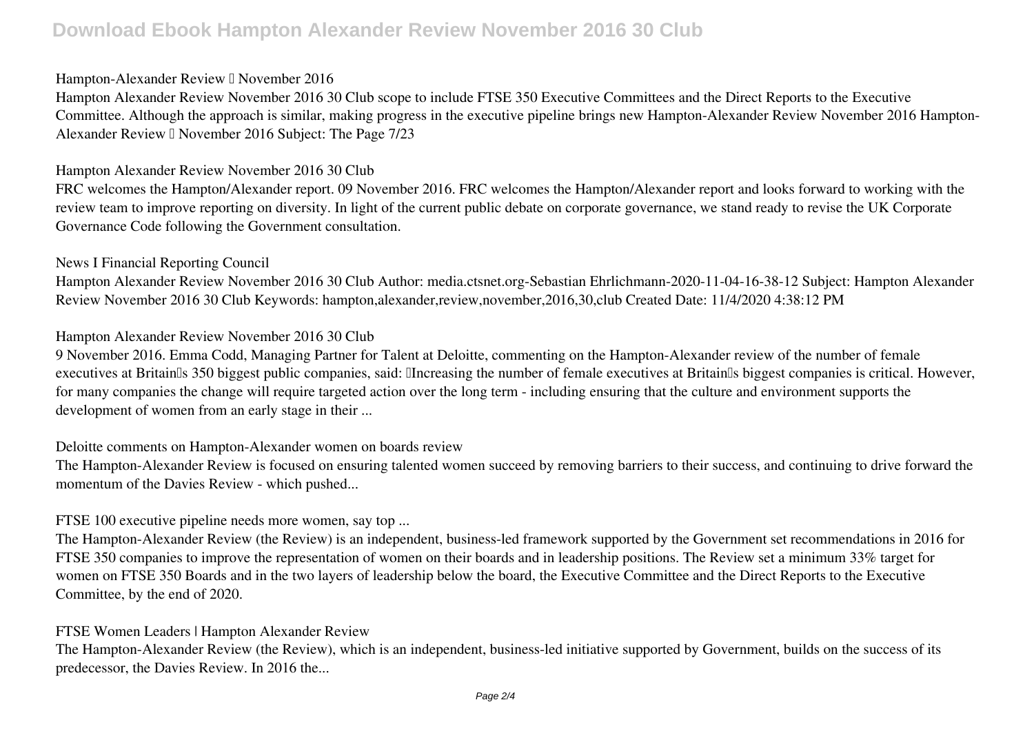### Hampton-Alexander Review – November 2016

Hampton Alexander Review November 2016 30 Club scope to include FTSE 350 Executive Committees and the Direct Reports to the Executive Committee. Although the approach is similar, making progress in the executive pipeline brings new Hampton-Alexander Review November 2016 Hampton-Alexander Review – November 2016 Subject: The Page 7/23

### Hampton Alexander Review November 2016 30 Club

FRC welcomes the Hampton/Alexander report. 09 November 2016. FRC welcomes the Hampton/Alexander report and looks forward to working with the review team to improve reporting on diversity. In light of the current public debate on corporate governance, we stand ready to revise the UK Corporate Governance Code following the Government consultation.

### News I Financial Reporting Council

Hampton Alexander Review November 2016 30 Club Author: media.ctsnet.org-Sebastian Ehrlichmann-2020-11-04-16-38-12 Subject: Hampton Alexander Review November 2016 30 Club Keywords: hampton,alexander,review,november,2016,30,club Created Date: 11/4/2020 4:38:12 PM

### Hampton Alexander Review November 2016 30 Club

9 November 2016. Emma Codd, Managing Partner for Talent at Deloitte, commenting on the Hampton-Alexander review of the number of female executives at Britain's 350 biggest public companies, said: "Increasing the number of female executives at Britain's biggest companies is critical. However, for many companies the change will require targeted action over the long term - including ensuring that the culture and environment supports the development of women from an early stage in their ...

### Deloitte comments on Hampton-Alexander women on boards review

The Hampton-Alexander Review is focused on ensuring talented women succeed by removing barriers to their success, and continuing to drive forward the momentum of the Davies Review - which pushed...

### FTSE 100 executive pipeline needs more women, say top ...

The Hampton-Alexander Review (the Review) is an independent, business-led framework supported by the Government set recommendations in 2016 for FTSE 350 companies to improve the representation of women on their boards and in leadership positions. The Review set a minimum 33% target for women on FTSE 350 Boards and in the two layers of leadership below the board, the Executive Committee and the Direct Reports to the Executive Committee, by the end of 2020.

### FTSE Women Leaders | Hampton Alexander Review

The Hampton-Alexander Review (the Review), which is an independent, business-led initiative supported by Government, builds on the success of its predecessor, the Davies Review. In 2016 the...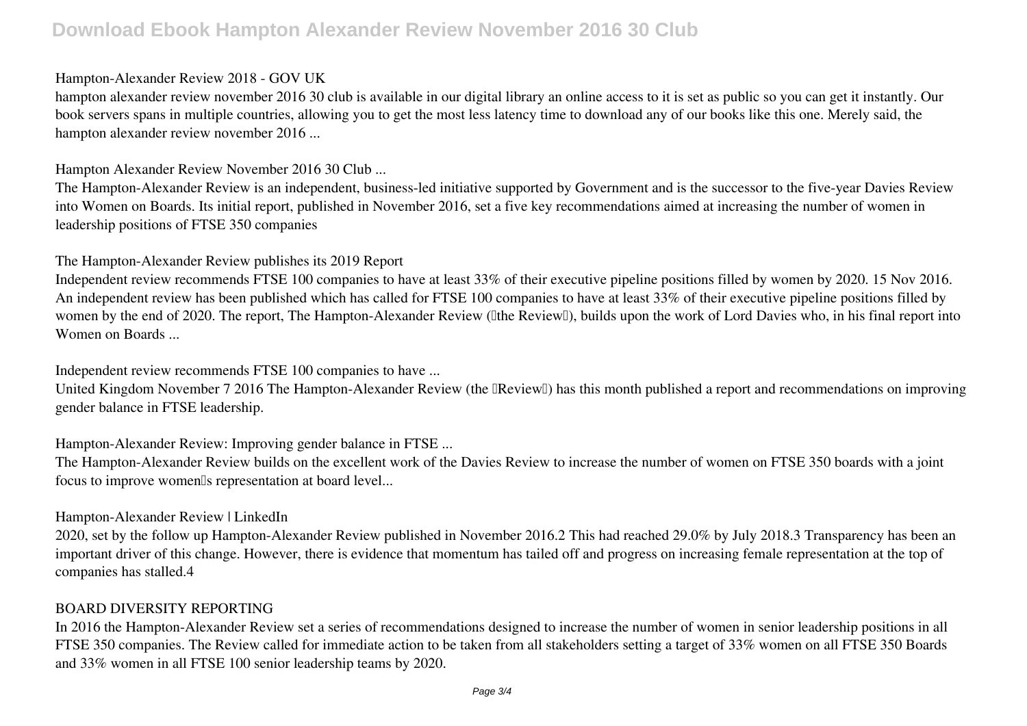Hampton-Alexander Review 2018 - GOV UK

hampton alexander review november 2016 30 club is available in our digital library an online access to it is set as public so you can get it instantly. Our book servers spans in multiple countries, allowing you to get the most less latency time to download any of our books like this one. Merely said, the hampton alexander review november 2016 ...

Hampton Alexander Review November 2016 30 Club ...

The Hampton-Alexander Review is an independent, business-led initiative supported by Government and is the successor to the five-year Davies Review into Women on Boards. Its initial report, published in November 2016, set a five key recommendations aimed at increasing the number of women in leadership positions of FTSE 350 companies

The Hampton-Alexander Review publishes its 2019 Report

Independent review recommends FTSE 100 companies to have at least 33% of their executive pipeline positions filled by women by 2020. 15 Nov 2016. An independent review has been published which has called for FTSE 100 companies to have at least 33% of their executive pipeline positions filled by women by the end of 2020. The report, The Hampton-Alexander Review ("the Review"), builds upon the work of Lord Davies who, in his final report into Women on Boards ...

Independent review recommends FTSE 100 companies to have ...

United Kingdom November 7 2016 The Hampton-Alexander Review (the "Review") has this month published a report and recommendations on improving gender balance in FTSE leadership.

Hampton-Alexander Review: Improving gender balance in FTSE ...

The Hampton-Alexander Review builds on the excellent work of the Davies Review to increase the number of women on FTSE 350 boards with a joint focus to improve women's representation at board level...

Hampton-Alexander Review | LinkedIn

2020, set by the follow up Hampton-Alexander Review published in November 2016.2 This had reached 29.0% by July 2018.3 Transparency has been an important driver of this change. However, there is evidence that momentum has tailed off and progress on increasing female representation at the top of companies has stalled.4

BOARD DIVERSITY REPORTING

In 2016 the Hampton-Alexander Review set a series of recommendations designed to increase the number of women in senior leadership positions in all FTSE 350 companies. The Review called for immediate action to be taken from all stakeholders setting a target of 33% women on all FTSE 350 Boards and 33% women in all FTSE 100 senior leadership teams by 2020.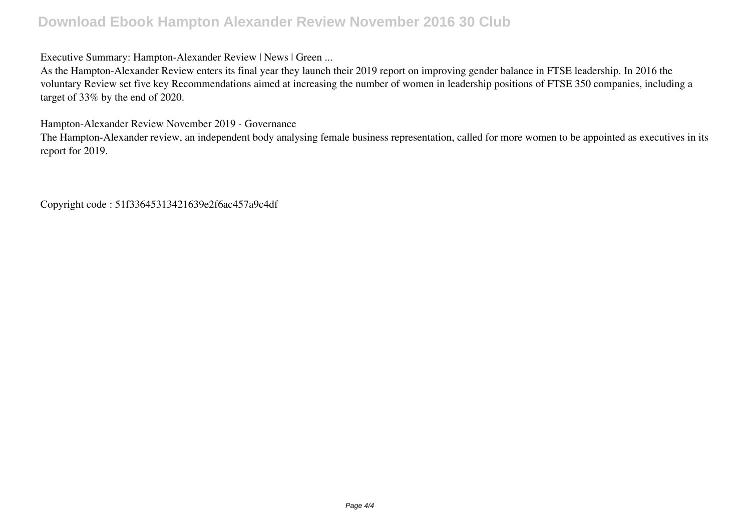Executive Summary: Hampton-Alexander Review | News | Green ...

As the Hampton-Alexander Review enters its final year they launch their 2019 report on improving gender balance in FTSE leadership. In 2016 the voluntary Review set five key Recommendations aimed at increasing the number of women in leadership positions of FTSE 350 companies, including a target of 33% by the end of 2020.

Hampton-Alexander Review November 2019 - Governance

The Hampton-Alexander review, an independent body analysing female business representation, called for more women to be appointed as executives in its report for 2019.

Copyright code : 51f33645313421639e2f6ac457a9c4df